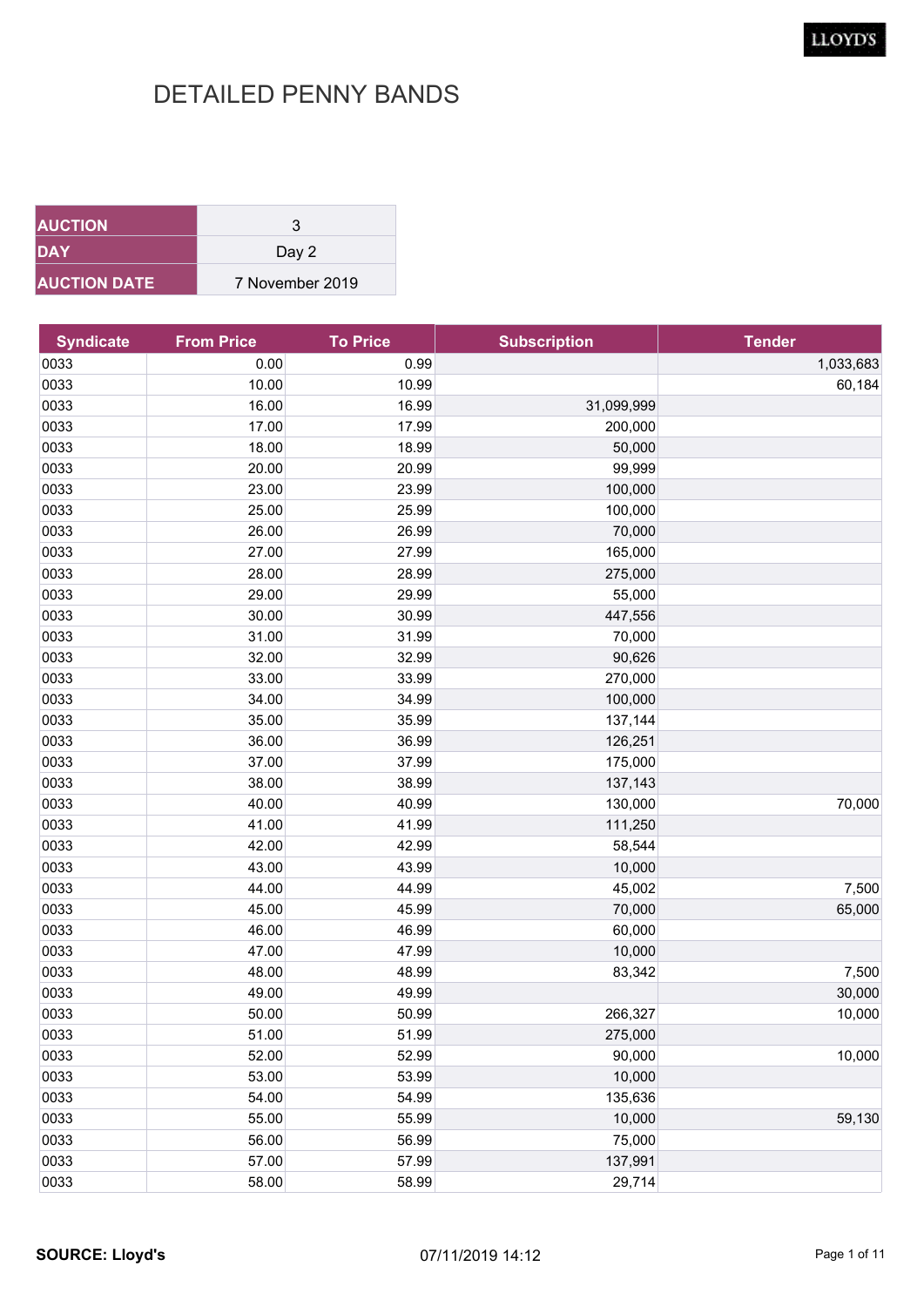# DETAILED PENNY BANDS

| AUCTION | 3 |
|---|---|
| DAY | Day 2 |
| AUCTION DATE | 7 November 2019 |

| Syndicate | From Price | To Price | Subscription | Tender |
|---|---|---|---|---|
| 0033 | 0.00 | 0.99 | | 1,033,683 |
| 0033 | 10.00 | 10.99 | | 60,184 |
| 0033 | 16.00 | 16.99 | 31,099,999 | |
| 0033 | 17.00 | 17.99 | 200,000 | |
| 0033 | 18.00 | 18.99 | 50,000 | |
| 0033 | 20.00 | 20.99 | 99,999 | |
| 0033 | 23.00 | 23.99 | 100,000 | |
| 0033 | 25.00 | 25.99 | 100,000 | |
| 0033 | 26.00 | 26.99 | 70,000 | |
| 0033 | 27.00 | 27.99 | 165,000 | |
| 0033 | 28.00 | 28.99 | 275,000 | |
| 0033 | 29.00 | 29.99 | 55,000 | |
| 0033 | 30.00 | 30.99 | 447,556 | |
| 0033 | 31.00 | 31.99 | 70,000 | |
| 0033 | 32.00 | 32.99 | 90,626 | |
| 0033 | 33.00 | 33.99 | 270,000 | |
| 0033 | 34.00 | 34.99 | 100,000 | |
| 0033 | 35.00 | 35.99 | 137,144 | |
| 0033 | 36.00 | 36.99 | 126,251 | |
| 0033 | 37.00 | 37.99 | 175,000 | |
| 0033 | 38.00 | 38.99 | 137,143 | |
| 0033 | 40.00 | 40.99 | 130,000 | 70,000 |
| 0033 | 41.00 | 41.99 | 111,250 | |
| 0033 | 42.00 | 42.99 | 58,544 | |
| 0033 | 43.00 | 43.99 | 10,000 | |
| 0033 | 44.00 | 44.99 | 45,002 | 7,500 |
| 0033 | 45.00 | 45.99 | 70,000 | 65,000 |
| 0033 | 46.00 | 46.99 | 60,000 | |
| 0033 | 47.00 | 47.99 | 10,000 | |
| 0033 | 48.00 | 48.99 | 83,342 | 7,500 |
| 0033 | 49.00 | 49.99 | | 30,000 |
| 0033 | 50.00 | 50.99 | 266,327 | 10,000 |
| 0033 | 51.00 | 51.99 | 275,000 | |
| 0033 | 52.00 | 52.99 | 90,000 | 10,000 |
| 0033 | 53.00 | 53.99 | 10,000 | |
| 0033 | 54.00 | 54.99 | 135,636 | |
| 0033 | 55.00 | 55.99 | 10,000 | 59,130 |
| 0033 | 56.00 | 56.99 | 75,000 | |
| 0033 | 57.00 | 57.99 | 137,991 | |
| 0033 | 58.00 | 58.99 | 29,714 | |

**SOURCE: Lloyd's** 07/11/2019 14:12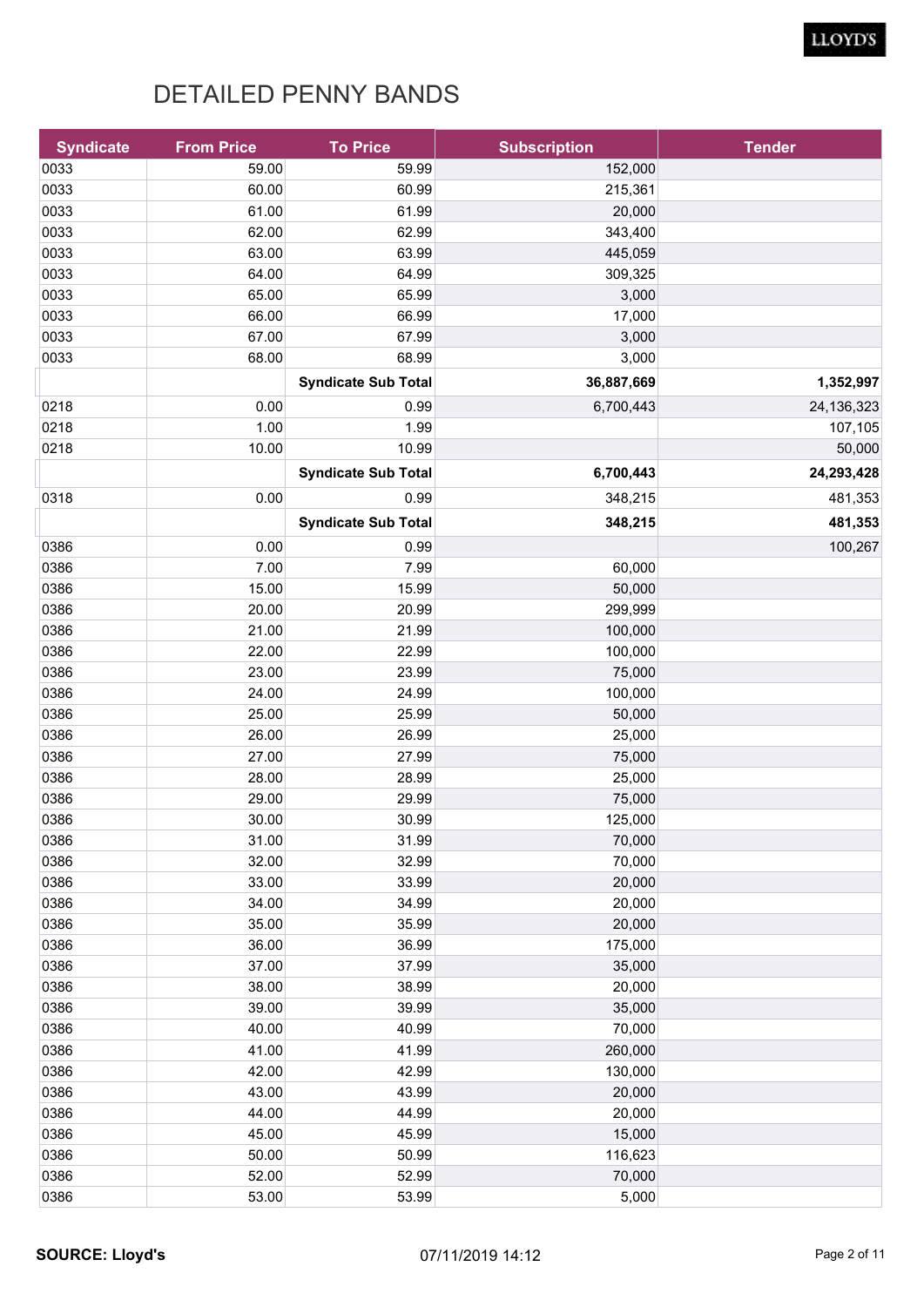# DETAILED PENNY BANDS

| Syndicate | From Price | To Price | Subscription | Tender |
|---|---|---|---|---|
| 0033 | 59.00 | 59.99 | 152,000 | |
| 0033 | 60.00 | 60.99 | 215,361 | |
| 0033 | 61.00 | 61.99 | 20,000 | |
| 0033 | 62.00 | 62.99 | 343,400 | |
| 0033 | 63.00 | 63.99 | 445,059 | |
| 0033 | 64.00 | 64.99 | 309,325 | |
| 0033 | 65.00 | 65.99 | 3,000 | |
| 0033 | 66.00 | 66.99 | 17,000 | |
| 0033 | 67.00 | 67.99 | 3,000 | |
| 0033 | 68.00 | 68.99 | 3,000 | |
| | | **Syndicate Sub Total** | **36,887,669** | **1,352,997** |
| 0218 | 0.00 | 0.99 | 6,700,443 | 24,136,323 |
| 0218 | 1.00 | 1.99 | | 107,105 |
| 0218 | 10.00 | 10.99 | | 50,000 |
| | | **Syndicate Sub Total** | **6,700,443** | **24,293,428** |
| 0318 | 0.00 | 0.99 | 348,215 | 481,353 |
| | | **Syndicate Sub Total** | **348,215** | **481,353** |
| 0386 | 0.00 | 0.99 | | 100,267 |
| 0386 | 7.00 | 7.99 | 60,000 | |
| 0386 | 15.00 | 15.99 | 50,000 | |
| 0386 | 20.00 | 20.99 | 299,999 | |
| 0386 | 21.00 | 21.99 | 100,000 | |
| 0386 | 22.00 | 22.99 | 100,000 | |
| 0386 | 23.00 | 23.99 | 75,000 | |
| 0386 | 24.00 | 24.99 | 100,000 | |
| 0386 | 25.00 | 25.99 | 50,000 | |
| 0386 | 26.00 | 26.99 | 25,000 | |
| 0386 | 27.00 | 27.99 | 75,000 | |
| 0386 | 28.00 | 28.99 | 25,000 | |
| 0386 | 29.00 | 29.99 | 75,000 | |
| 0386 | 30.00 | 30.99 | 125,000 | |
| 0386 | 31.00 | 31.99 | 70,000 | |
| 0386 | 32.00 | 32.99 | 70,000 | |
| 0386 | 33.00 | 33.99 | 20,000 | |
| 0386 | 34.00 | 34.99 | 20,000 | |
| 0386 | 35.00 | 35.99 | 20,000 | |
| 0386 | 36.00 | 36.99 | 175,000 | |
| 0386 | 37.00 | 37.99 | 35,000 | |
| 0386 | 38.00 | 38.99 | 20,000 | |
| 0386 | 39.00 | 39.99 | 35,000 | |
| 0386 | 40.00 | 40.99 | 70,000 | |
| 0386 | 41.00 | 41.99 | 260,000 | |
| 0386 | 42.00 | 42.99 | 130,000 | |
| 0386 | 43.00 | 43.99 | 20,000 | |
| 0386 | 44.00 | 44.99 | 20,000 | |
| 0386 | 45.00 | 45.99 | 15,000 | |
| 0386 | 50.00 | 50.99 | 116,623 | |
| 0386 | 52.00 | 52.99 | 70,000 | |
| 0386 | 53.00 | 53.99 | 5,000 | |

**SOURCE: Lloyd's** 07/11/2019 14:12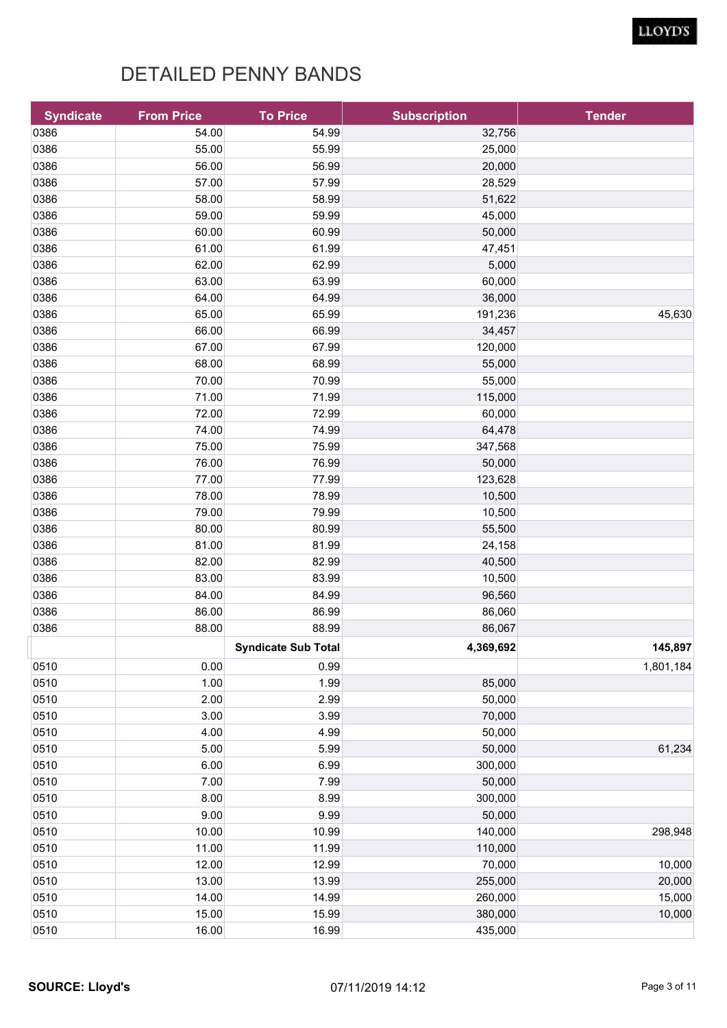# DETAILED PENNY BANDS

| Syndicate | From Price | To Price | Subscription | Tender |
|---|---|---|---|---|
| 0386 | 54.00 | 54.99 | 32,756 | |
| 0386 | 55.00 | 55.99 | 25,000 | |
| 0386 | 56.00 | 56.99 | 20,000 | |
| 0386 | 57.00 | 57.99 | 28,529 | |
| 0386 | 58.00 | 58.99 | 51,622 | |
| 0386 | 59.00 | 59.99 | 45,000 | |
| 0386 | 60.00 | 60.99 | 50,000 | |
| 0386 | 61.00 | 61.99 | 47,451 | |
| 0386 | 62.00 | 62.99 | 5,000 | |
| 0386 | 63.00 | 63.99 | 60,000 | |
| 0386 | 64.00 | 64.99 | 36,000 | |
| 0386 | 65.00 | 65.99 | 191,236 | 45,630 |
| 0386 | 66.00 | 66.99 | 34,457 | |
| 0386 | 67.00 | 67.99 | 120,000 | |
| 0386 | 68.00 | 68.99 | 55,000 | |
| 0386 | 70.00 | 70.99 | 55,000 | |
| 0386 | 71.00 | 71.99 | 115,000 | |
| 0386 | 72.00 | 72.99 | 60,000 | |
| 0386 | 74.00 | 74.99 | 64,478 | |
| 0386 | 75.00 | 75.99 | 347,568 | |
| 0386 | 76.00 | 76.99 | 50,000 | |
| 0386 | 77.00 | 77.99 | 123,628 | |
| 0386 | 78.00 | 78.99 | 10,500 | |
| 0386 | 79.00 | 79.99 | 10,500 | |
| 0386 | 80.00 | 80.99 | 55,500 | |
| 0386 | 81.00 | 81.99 | 24,158 | |
| 0386 | 82.00 | 82.99 | 40,500 | |
| 0386 | 83.00 | 83.99 | 10,500 | |
| 0386 | 84.00 | 84.99 | 96,560 | |
| 0386 | 86.00 | 86.99 | 86,060 | |
| 0386 | 88.00 | 88.99 | 86,067 | |
| | | **Syndicate Sub Total** | **4,369,692** | **145,897** |
| 0510 | 0.00 | 0.99 | | 1,801,184 |
| 0510 | 1.00 | 1.99 | 85,000 | |
| 0510 | 2.00 | 2.99 | 50,000 | |
| 0510 | 3.00 | 3.99 | 70,000 | |
| 0510 | 4.00 | 4.99 | 50,000 | |
| 0510 | 5.00 | 5.99 | 50,000 | 61,234 |
| 0510 | 6.00 | 6.99 | 300,000 | |
| 0510 | 7.00 | 7.99 | 50,000 | |
| 0510 | 8.00 | 8.99 | 300,000 | |
| 0510 | 9.00 | 9.99 | 50,000 | |
| 0510 | 10.00 | 10.99 | 140,000 | 298,948 |
| 0510 | 11.00 | 11.99 | 110,000 | |
| 0510 | 12.00 | 12.99 | 70,000 | 10,000 |
| 0510 | 13.00 | 13.99 | 255,000 | 20,000 |
| 0510 | 14.00 | 14.99 | 260,000 | 15,000 |
| 0510 | 15.00 | 15.99 | 380,000 | 10,000 |
| 0510 | 16.00 | 16.99 | 435,000 | |

**SOURCE: Lloyd's** 07/11/2019 14:12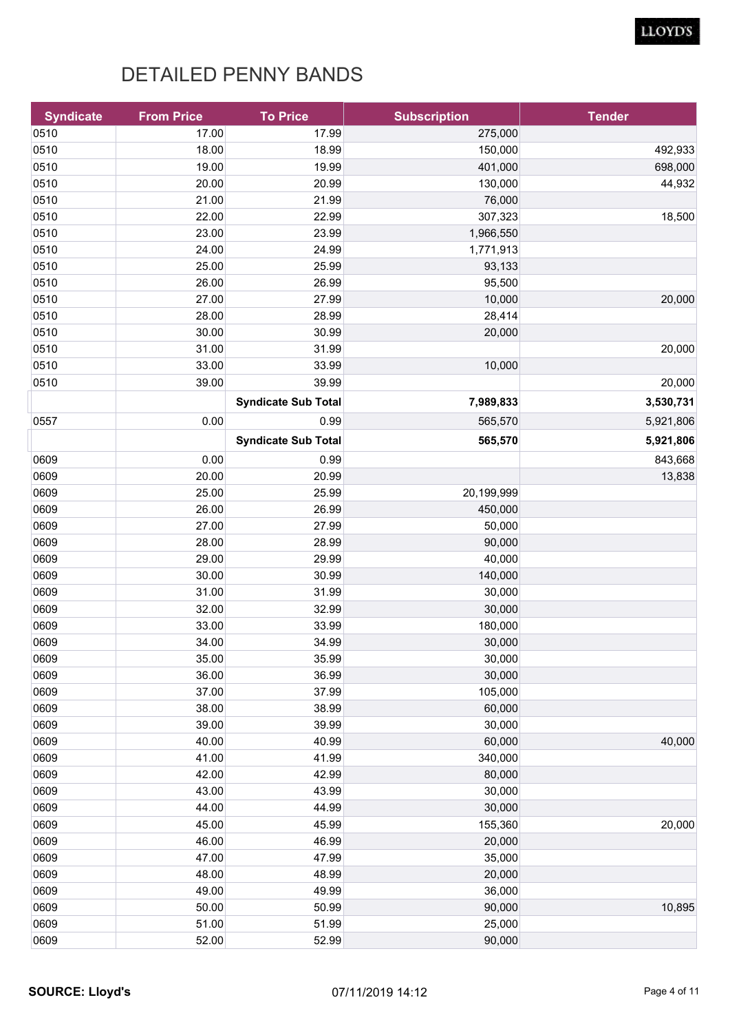# DETAILED PENNY BANDS

| Syndicate | From Price | To Price | Subscription | Tender |
|---|---|---|---|---|
| 0510 | 17.00 | 17.99 | 275,000 | |
| 0510 | 18.00 | 18.99 | 150,000 | 492,933 |
| 0510 | 19.00 | 19.99 | 401,000 | 698,000 |
| 0510 | 20.00 | 20.99 | 130,000 | 44,932 |
| 0510 | 21.00 | 21.99 | 76,000 | |
| 0510 | 22.00 | 22.99 | 307,323 | 18,500 |
| 0510 | 23.00 | 23.99 | 1,966,550 | |
| 0510 | 24.00 | 24.99 | 1,771,913 | |
| 0510 | 25.00 | 25.99 | 93,133 | |
| 0510 | 26.00 | 26.99 | 95,500 | |
| 0510 | 27.00 | 27.99 | 10,000 | 20,000 |
| 0510 | 28.00 | 28.99 | 28,414 | |
| 0510 | 30.00 | 30.99 | 20,000 | |
| 0510 | 31.00 | 31.99 | | 20,000 |
| 0510 | 33.00 | 33.99 | 10,000 | |
| 0510 | 39.00 | 39.99 | | 20,000 |
| | | **Syndicate Sub Total** | **7,989,833** | **3,530,731** |
| 0557 | 0.00 | 0.99 | 565,570 | 5,921,806 |
| | | **Syndicate Sub Total** | **565,570** | **5,921,806** |
| 0609 | 0.00 | 0.99 | | 843,668 |
| 0609 | 20.00 | 20.99 | | 13,838 |
| 0609 | 25.00 | 25.99 | 20,199,999 | |
| 0609 | 26.00 | 26.99 | 450,000 | |
| 0609 | 27.00 | 27.99 | 50,000 | |
| 0609 | 28.00 | 28.99 | 90,000 | |
| 0609 | 29.00 | 29.99 | 40,000 | |
| 0609 | 30.00 | 30.99 | 140,000 | |
| 0609 | 31.00 | 31.99 | 30,000 | |
| 0609 | 32.00 | 32.99 | 30,000 | |
| 0609 | 33.00 | 33.99 | 180,000 | |
| 0609 | 34.00 | 34.99 | 30,000 | |
| 0609 | 35.00 | 35.99 | 30,000 | |
| 0609 | 36.00 | 36.99 | 30,000 | |
| 0609 | 37.00 | 37.99 | 105,000 | |
| 0609 | 38.00 | 38.99 | 60,000 | |
| 0609 | 39.00 | 39.99 | 30,000 | |
| 0609 | 40.00 | 40.99 | 60,000 | 40,000 |
| 0609 | 41.00 | 41.99 | 340,000 | |
| 0609 | 42.00 | 42.99 | 80,000 | |
| 0609 | 43.00 | 43.99 | 30,000 | |
| 0609 | 44.00 | 44.99 | 30,000 | |
| 0609 | 45.00 | 45.99 | 155,360 | 20,000 |
| 0609 | 46.00 | 46.99 | 20,000 | |
| 0609 | 47.00 | 47.99 | 35,000 | |
| 0609 | 48.00 | 48.99 | 20,000 | |
| 0609 | 49.00 | 49.99 | 36,000 | |
| 0609 | 50.00 | 50.99 | 90,000 | 10,895 |
| 0609 | 51.00 | 51.99 | 25,000 | |
| 0609 | 52.00 | 52.99 | 90,000 | |

**SOURCE: Lloyd's** 07/11/2019 14:12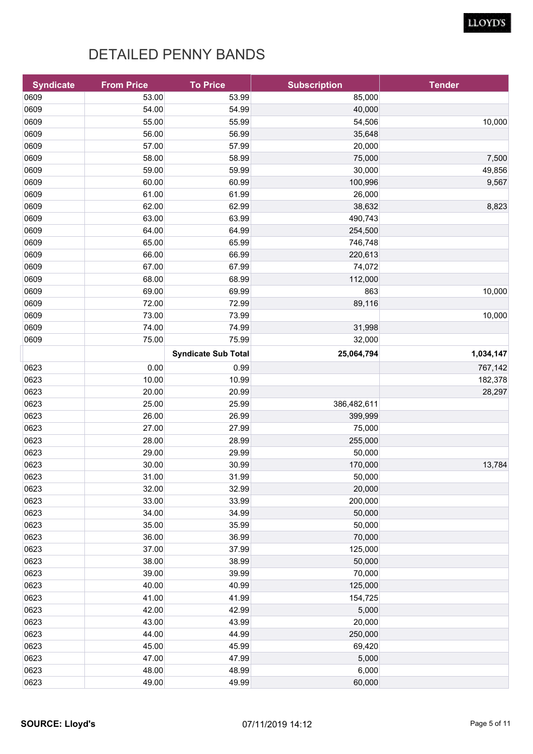# DETAILED PENNY BANDS

| Syndicate | From Price | To Price | Subscription | Tender |
|---|---|---|---|---|
| 0609 | 53.00 | 53.99 | 85,000 | |
| 0609 | 54.00 | 54.99 | 40,000 | |
| 0609 | 55.00 | 55.99 | 54,506 | 10,000 |
| 0609 | 56.00 | 56.99 | 35,648 | |
| 0609 | 57.00 | 57.99 | 20,000 | |
| 0609 | 58.00 | 58.99 | 75,000 | 7,500 |
| 0609 | 59.00 | 59.99 | 30,000 | 49,856 |
| 0609 | 60.00 | 60.99 | 100,996 | 9,567 |
| 0609 | 61.00 | 61.99 | 26,000 | |
| 0609 | 62.00 | 62.99 | 38,632 | 8,823 |
| 0609 | 63.00 | 63.99 | 490,743 | |
| 0609 | 64.00 | 64.99 | 254,500 | |
| 0609 | 65.00 | 65.99 | 746,748 | |
| 0609 | 66.00 | 66.99 | 220,613 | |
| 0609 | 67.00 | 67.99 | 74,072 | |
| 0609 | 68.00 | 68.99 | 112,000 | |
| 0609 | 69.00 | 69.99 | 863 | 10,000 |
| 0609 | 72.00 | 72.99 | 89,116 | |
| 0609 | 73.00 | 73.99 | | 10,000 |
| 0609 | 74.00 | 74.99 | 31,998 | |
| 0609 | 75.00 | 75.99 | 32,000 | |
| | | **Syndicate Sub Total** | **25,064,794** | **1,034,147** |
| 0623 | 0.00 | 0.99 | | 767,142 |
| 0623 | 10.00 | 10.99 | | 182,378 |
| 0623 | 20.00 | 20.99 | | 28,297 |
| 0623 | 25.00 | 25.99 | 386,482,611 | |
| 0623 | 26.00 | 26.99 | 399,999 | |
| 0623 | 27.00 | 27.99 | 75,000 | |
| 0623 | 28.00 | 28.99 | 255,000 | |
| 0623 | 29.00 | 29.99 | 50,000 | |
| 0623 | 30.00 | 30.99 | 170,000 | 13,784 |
| 0623 | 31.00 | 31.99 | 50,000 | |
| 0623 | 32.00 | 32.99 | 20,000 | |
| 0623 | 33.00 | 33.99 | 200,000 | |
| 0623 | 34.00 | 34.99 | 50,000 | |
| 0623 | 35.00 | 35.99 | 50,000 | |
| 0623 | 36.00 | 36.99 | 70,000 | |
| 0623 | 37.00 | 37.99 | 125,000 | |
| 0623 | 38.00 | 38.99 | 50,000 | |
| 0623 | 39.00 | 39.99 | 70,000 | |
| 0623 | 40.00 | 40.99 | 125,000 | |
| 0623 | 41.00 | 41.99 | 154,725 | |
| 0623 | 42.00 | 42.99 | 5,000 | |
| 0623 | 43.00 | 43.99 | 20,000 | |
| 0623 | 44.00 | 44.99 | 250,000 | |
| 0623 | 45.00 | 45.99 | 69,420 | |
| 0623 | 47.00 | 47.99 | 5,000 | |
| 0623 | 48.00 | 48.99 | 6,000 | |
| 0623 | 49.00 | 49.99 | 60,000 | |

**SOURCE: Lloyd's** 07/11/2019 14:12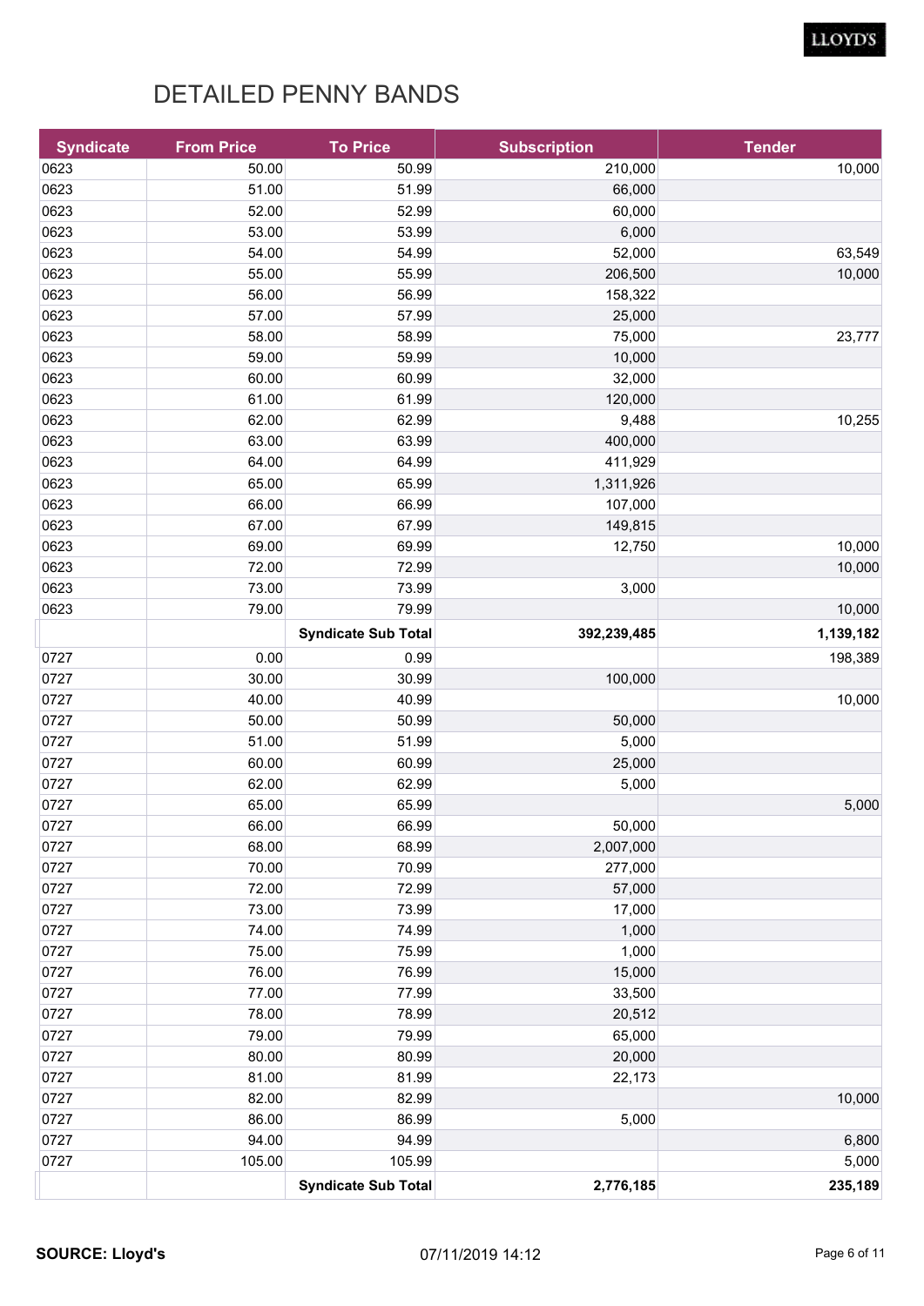# DETAILED PENNY BANDS

| Syndicate | From Price | To Price | Subscription | Tender |
|---|---|---|---|---|
| 0623 | 50.00 | 50.99 | 210,000 | 10,000 |
| 0623 | 51.00 | 51.99 | 66,000 | |
| 0623 | 52.00 | 52.99 | 60,000 | |
| 0623 | 53.00 | 53.99 | 6,000 | |
| 0623 | 54.00 | 54.99 | 52,000 | 63,549 |
| 0623 | 55.00 | 55.99 | 206,500 | 10,000 |
| 0623 | 56.00 | 56.99 | 158,322 | |
| 0623 | 57.00 | 57.99 | 25,000 | |
| 0623 | 58.00 | 58.99 | 75,000 | 23,777 |
| 0623 | 59.00 | 59.99 | 10,000 | |
| 0623 | 60.00 | 60.99 | 32,000 | |
| 0623 | 61.00 | 61.99 | 120,000 | |
| 0623 | 62.00 | 62.99 | 9,488 | 10,255 |
| 0623 | 63.00 | 63.99 | 400,000 | |
| 0623 | 64.00 | 64.99 | 411,929 | |
| 0623 | 65.00 | 65.99 | 1,311,926 | |
| 0623 | 66.00 | 66.99 | 107,000 | |
| 0623 | 67.00 | 67.99 | 149,815 | |
| 0623 | 69.00 | 69.99 | 12,750 | 10,000 |
| 0623 | 72.00 | 72.99 | | 10,000 |
| 0623 | 73.00 | 73.99 | 3,000 | |
| 0623 | 79.00 | 79.99 | | 10,000 |
| | | **Syndicate Sub Total** | **392,239,485** | **1,139,182** |
| 0727 | 0.00 | 0.99 | | 198,389 |
| 0727 | 30.00 | 30.99 | 100,000 | |
| 0727 | 40.00 | 40.99 | | 10,000 |
| 0727 | 50.00 | 50.99 | 50,000 | |
| 0727 | 51.00 | 51.99 | 5,000 | |
| 0727 | 60.00 | 60.99 | 25,000 | |
| 0727 | 62.00 | 62.99 | 5,000 | |
| 0727 | 65.00 | 65.99 | | 5,000 |
| 0727 | 66.00 | 66.99 | 50,000 | |
| 0727 | 68.00 | 68.99 | 2,007,000 | |
| 0727 | 70.00 | 70.99 | 277,000 | |
| 0727 | 72.00 | 72.99 | 57,000 | |
| 0727 | 73.00 | 73.99 | 17,000 | |
| 0727 | 74.00 | 74.99 | 1,000 | |
| 0727 | 75.00 | 75.99 | 1,000 | |
| 0727 | 76.00 | 76.99 | 15,000 | |
| 0727 | 77.00 | 77.99 | 33,500 | |
| 0727 | 78.00 | 78.99 | 20,512 | |
| 0727 | 79.00 | 79.99 | 65,000 | |
| 0727 | 80.00 | 80.99 | 20,000 | |
| 0727 | 81.00 | 81.99 | 22,173 | |
| 0727 | 82.00 | 82.99 | | 10,000 |
| 0727 | 86.00 | 86.99 | 5,000 | |
| 0727 | 94.00 | 94.99 | | 6,800 |
| 0727 | 105.00 | 105.99 | | 5,000 |
| | | **Syndicate Sub Total** | **2,776,185** | **235,189** |

**SOURCE: Lloyd's** 07/11/2019 14:12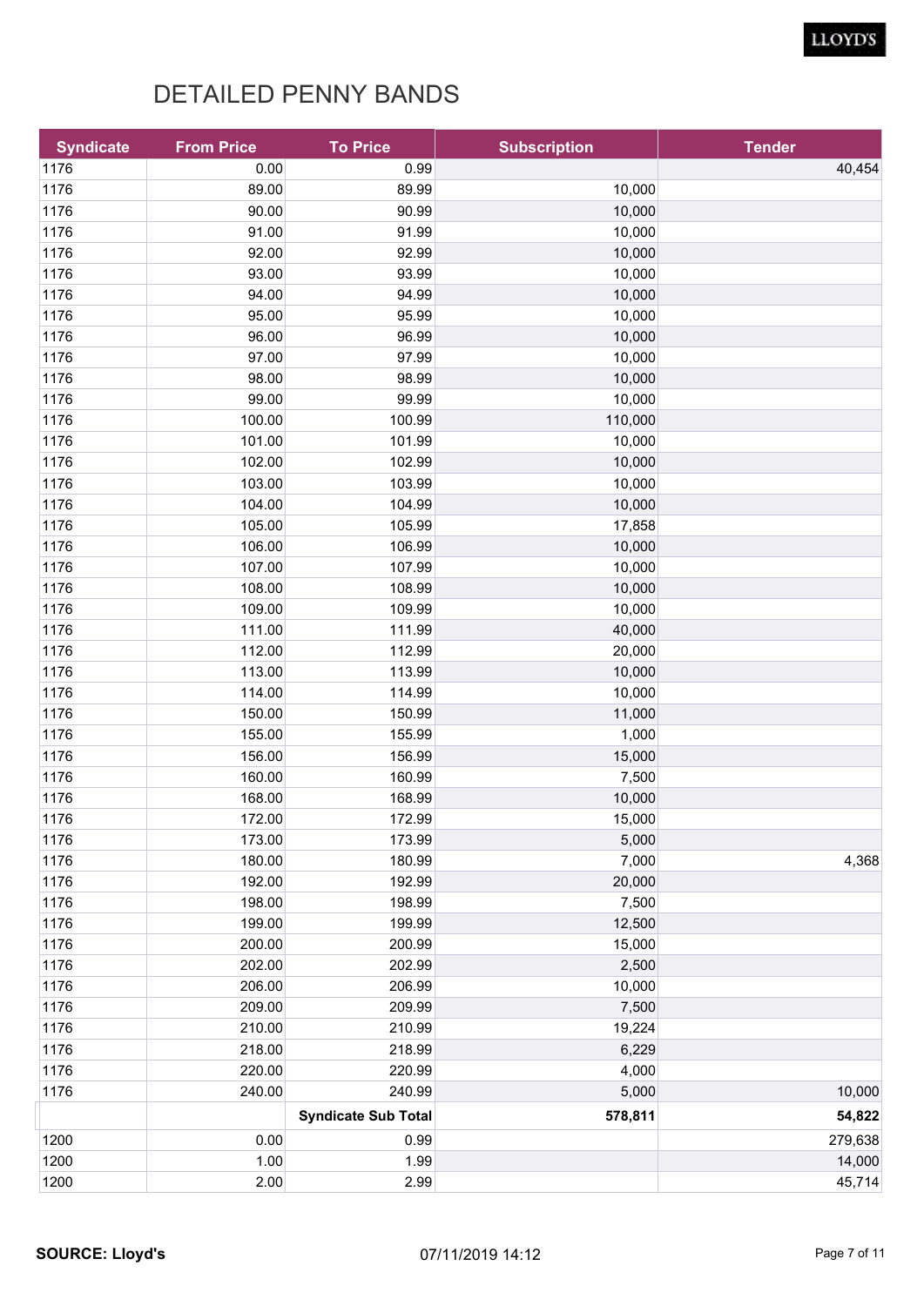# DETAILED PENNY BANDS

| Syndicate | From Price | To Price | Subscription | Tender |
|---|---|---|---|---|
| 1176 | 0.00 | 0.99 | | 40,454 |
| 1176 | 89.00 | 89.99 | 10,000 | |
| 1176 | 90.00 | 90.99 | 10,000 | |
| 1176 | 91.00 | 91.99 | 10,000 | |
| 1176 | 92.00 | 92.99 | 10,000 | |
| 1176 | 93.00 | 93.99 | 10,000 | |
| 1176 | 94.00 | 94.99 | 10,000 | |
| 1176 | 95.00 | 95.99 | 10,000 | |
| 1176 | 96.00 | 96.99 | 10,000 | |
| 1176 | 97.00 | 97.99 | 10,000 | |
| 1176 | 98.00 | 98.99 | 10,000 | |
| 1176 | 99.00 | 99.99 | 10,000 | |
| 1176 | 100.00 | 100.99 | 110,000 | |
| 1176 | 101.00 | 101.99 | 10,000 | |
| 1176 | 102.00 | 102.99 | 10,000 | |
| 1176 | 103.00 | 103.99 | 10,000 | |
| 1176 | 104.00 | 104.99 | 10,000 | |
| 1176 | 105.00 | 105.99 | 17,858 | |
| 1176 | 106.00 | 106.99 | 10,000 | |
| 1176 | 107.00 | 107.99 | 10,000 | |
| 1176 | 108.00 | 108.99 | 10,000 | |
| 1176 | 109.00 | 109.99 | 10,000 | |
| 1176 | 111.00 | 111.99 | 40,000 | |
| 1176 | 112.00 | 112.99 | 20,000 | |
| 1176 | 113.00 | 113.99 | 10,000 | |
| 1176 | 114.00 | 114.99 | 10,000 | |
| 1176 | 150.00 | 150.99 | 11,000 | |
| 1176 | 155.00 | 155.99 | 1,000 | |
| 1176 | 156.00 | 156.99 | 15,000 | |
| 1176 | 160.00 | 160.99 | 7,500 | |
| 1176 | 168.00 | 168.99 | 10,000 | |
| 1176 | 172.00 | 172.99 | 15,000 | |
| 1176 | 173.00 | 173.99 | 5,000 | |
| 1176 | 180.00 | 180.99 | 7,000 | 4,368 |
| 1176 | 192.00 | 192.99 | 20,000 | |
| 1176 | 198.00 | 198.99 | 7,500 | |
| 1176 | 199.00 | 199.99 | 12,500 | |
| 1176 | 200.00 | 200.99 | 15,000 | |
| 1176 | 202.00 | 202.99 | 2,500 | |
| 1176 | 206.00 | 206.99 | 10,000 | |
| 1176 | 209.00 | 209.99 | 7,500 | |
| 1176 | 210.00 | 210.99 | 19,224 | |
| 1176 | 218.00 | 218.99 | 6,229 | |
| 1176 | 220.00 | 220.99 | 4,000 | |
| 1176 | 240.00 | 240.99 | 5,000 | 10,000 |
| | | **Syndicate Sub Total** | **578,811** | **54,822** |
| 1200 | 0.00 | 0.99 | | 279,638 |
| 1200 | 1.00 | 1.99 | | 14,000 |
| 1200 | 2.00 | 2.99 | | 45,714 |

**SOURCE: Lloyd's** 07/11/2019 14:12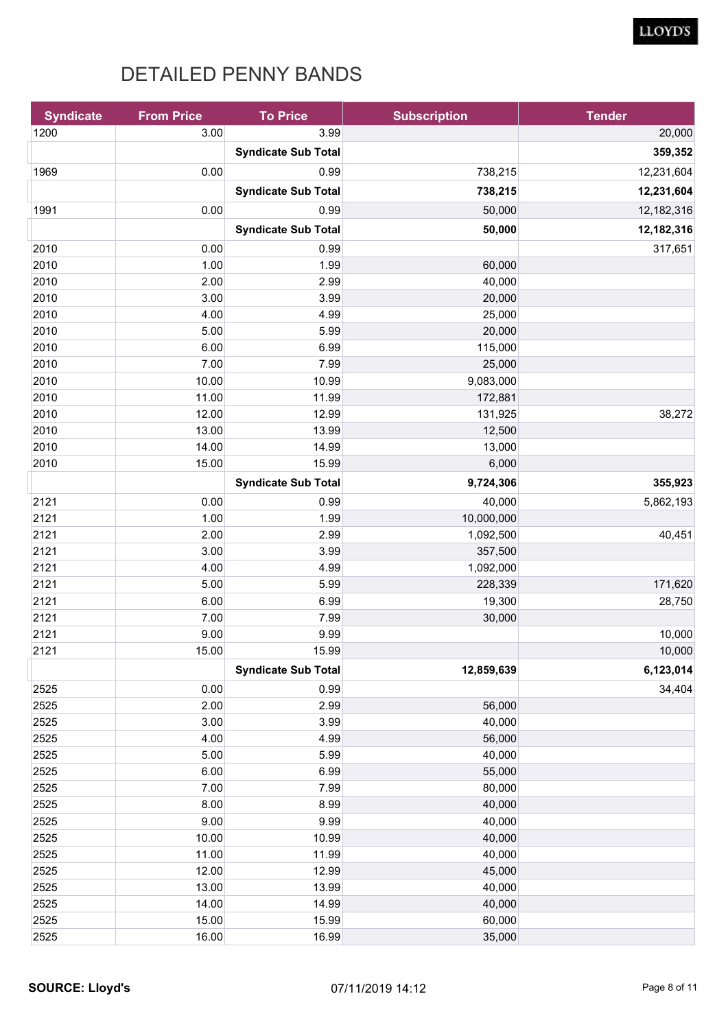# DETAILED PENNY BANDS

| Syndicate | From Price | To Price | Subscription | Tender |
|---|---|---|---|---|
| 1200 | 3.00 | 3.99 | | 20,000 |
| | | **Syndicate Sub Total** | | **359,352** |
| 1969 | 0.00 | 0.99 | 738,215 | 12,231,604 |
| | | **Syndicate Sub Total** | **738,215** | **12,231,604** |
| 1991 | 0.00 | 0.99 | 50,000 | 12,182,316 |
| | | **Syndicate Sub Total** | **50,000** | **12,182,316** |
| 2010 | 0.00 | 0.99 | | 317,651 |
| 2010 | 1.00 | 1.99 | 60,000 | |
| 2010 | 2.00 | 2.99 | 40,000 | |
| 2010 | 3.00 | 3.99 | 20,000 | |
| 2010 | 4.00 | 4.99 | 25,000 | |
| 2010 | 5.00 | 5.99 | 20,000 | |
| 2010 | 6.00 | 6.99 | 115,000 | |
| 2010 | 7.00 | 7.99 | 25,000 | |
| 2010 | 10.00 | 10.99 | 9,083,000 | |
| 2010 | 11.00 | 11.99 | 172,881 | |
| 2010 | 12.00 | 12.99 | 131,925 | 38,272 |
| 2010 | 13.00 | 13.99 | 12,500 | |
| 2010 | 14.00 | 14.99 | 13,000 | |
| 2010 | 15.00 | 15.99 | 6,000 | |
| | | **Syndicate Sub Total** | **9,724,306** | **355,923** |
| 2121 | 0.00 | 0.99 | 40,000 | 5,862,193 |
| 2121 | 1.00 | 1.99 | 10,000,000 | |
| 2121 | 2.00 | 2.99 | 1,092,500 | 40,451 |
| 2121 | 3.00 | 3.99 | 357,500 | |
| 2121 | 4.00 | 4.99 | 1,092,000 | |
| 2121 | 5.00 | 5.99 | 228,339 | 171,620 |
| 2121 | 6.00 | 6.99 | 19,300 | 28,750 |
| 2121 | 7.00 | 7.99 | 30,000 | |
| 2121 | 9.00 | 9.99 | | 10,000 |
| 2121 | 15.00 | 15.99 | | 10,000 |
| | | **Syndicate Sub Total** | **12,859,639** | **6,123,014** |
| 2525 | 0.00 | 0.99 | | 34,404 |
| 2525 | 2.00 | 2.99 | 56,000 | |
| 2525 | 3.00 | 3.99 | 40,000 | |
| 2525 | 4.00 | 4.99 | 56,000 | |
| 2525 | 5.00 | 5.99 | 40,000 | |
| 2525 | 6.00 | 6.99 | 55,000 | |
| 2525 | 7.00 | 7.99 | 80,000 | |
| 2525 | 8.00 | 8.99 | 40,000 | |
| 2525 | 9.00 | 9.99 | 40,000 | |
| 2525 | 10.00 | 10.99 | 40,000 | |
| 2525 | 11.00 | 11.99 | 40,000 | |
| 2525 | 12.00 | 12.99 | 45,000 | |
| 2525 | 13.00 | 13.99 | 40,000 | |
| 2525 | 14.00 | 14.99 | 40,000 | |
| 2525 | 15.00 | 15.99 | 60,000 | |
| 2525 | 16.00 | 16.99 | 35,000 | |

**SOURCE: Lloyd's** 07/11/2019 14:12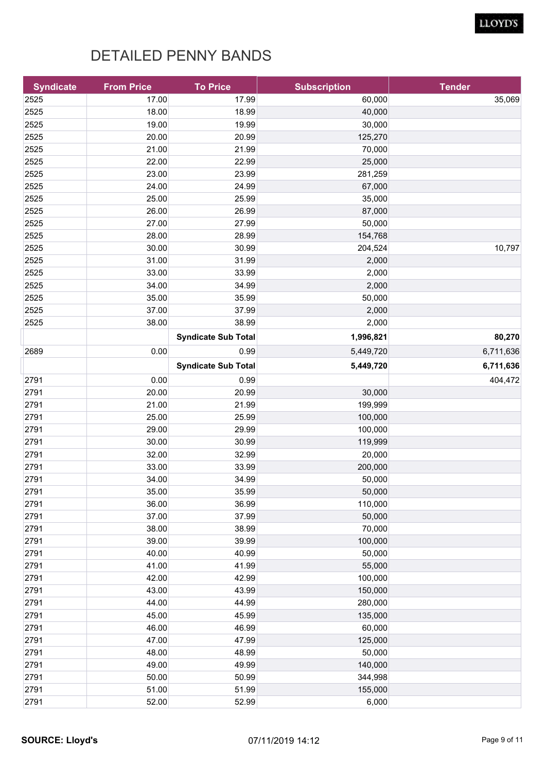# DETAILED PENNY BANDS

| Syndicate | From Price | To Price | Subscription | Tender |
|---|---|---|---|---|
| 2525 | 17.00 | 17.99 | 60,000 | 35,069 |
| 2525 | 18.00 | 18.99 | 40,000 | |
| 2525 | 19.00 | 19.99 | 30,000 | |
| 2525 | 20.00 | 20.99 | 125,270 | |
| 2525 | 21.00 | 21.99 | 70,000 | |
| 2525 | 22.00 | 22.99 | 25,000 | |
| 2525 | 23.00 | 23.99 | 281,259 | |
| 2525 | 24.00 | 24.99 | 67,000 | |
| 2525 | 25.00 | 25.99 | 35,000 | |
| 2525 | 26.00 | 26.99 | 87,000 | |
| 2525 | 27.00 | 27.99 | 50,000 | |
| 2525 | 28.00 | 28.99 | 154,768 | |
| 2525 | 30.00 | 30.99 | 204,524 | 10,797 |
| 2525 | 31.00 | 31.99 | 2,000 | |
| 2525 | 33.00 | 33.99 | 2,000 | |
| 2525 | 34.00 | 34.99 | 2,000 | |
| 2525 | 35.00 | 35.99 | 50,000 | |
| 2525 | 37.00 | 37.99 | 2,000 | |
| 2525 | 38.00 | 38.99 | 2,000 | |
| | | **Syndicate Sub Total** | **1,996,821** | **80,270** |
| 2689 | 0.00 | 0.99 | 5,449,720 | 6,711,636 |
| | | **Syndicate Sub Total** | **5,449,720** | **6,711,636** |
| 2791 | 0.00 | 0.99 | | 404,472 |
| 2791 | 20.00 | 20.99 | 30,000 | |
| 2791 | 21.00 | 21.99 | 199,999 | |
| 2791 | 25.00 | 25.99 | 100,000 | |
| 2791 | 29.00 | 29.99 | 100,000 | |
| 2791 | 30.00 | 30.99 | 119,999 | |
| 2791 | 32.00 | 32.99 | 20,000 | |
| 2791 | 33.00 | 33.99 | 200,000 | |
| 2791 | 34.00 | 34.99 | 50,000 | |
| 2791 | 35.00 | 35.99 | 50,000 | |
| 2791 | 36.00 | 36.99 | 110,000 | |
| 2791 | 37.00 | 37.99 | 50,000 | |
| 2791 | 38.00 | 38.99 | 70,000 | |
| 2791 | 39.00 | 39.99 | 100,000 | |
| 2791 | 40.00 | 40.99 | 50,000 | |
| 2791 | 41.00 | 41.99 | 55,000 | |
| 2791 | 42.00 | 42.99 | 100,000 | |
| 2791 | 43.00 | 43.99 | 150,000 | |
| 2791 | 44.00 | 44.99 | 280,000 | |
| 2791 | 45.00 | 45.99 | 135,000 | |
| 2791 | 46.00 | 46.99 | 60,000 | |
| 2791 | 47.00 | 47.99 | 125,000 | |
| 2791 | 48.00 | 48.99 | 50,000 | |
| 2791 | 49.00 | 49.99 | 140,000 | |
| 2791 | 50.00 | 50.99 | 344,998 | |
| 2791 | 51.00 | 51.99 | 155,000 | |
| 2791 | 52.00 | 52.99 | 6,000 | |

**SOURCE: Lloyd's** 07/11/2019 14:12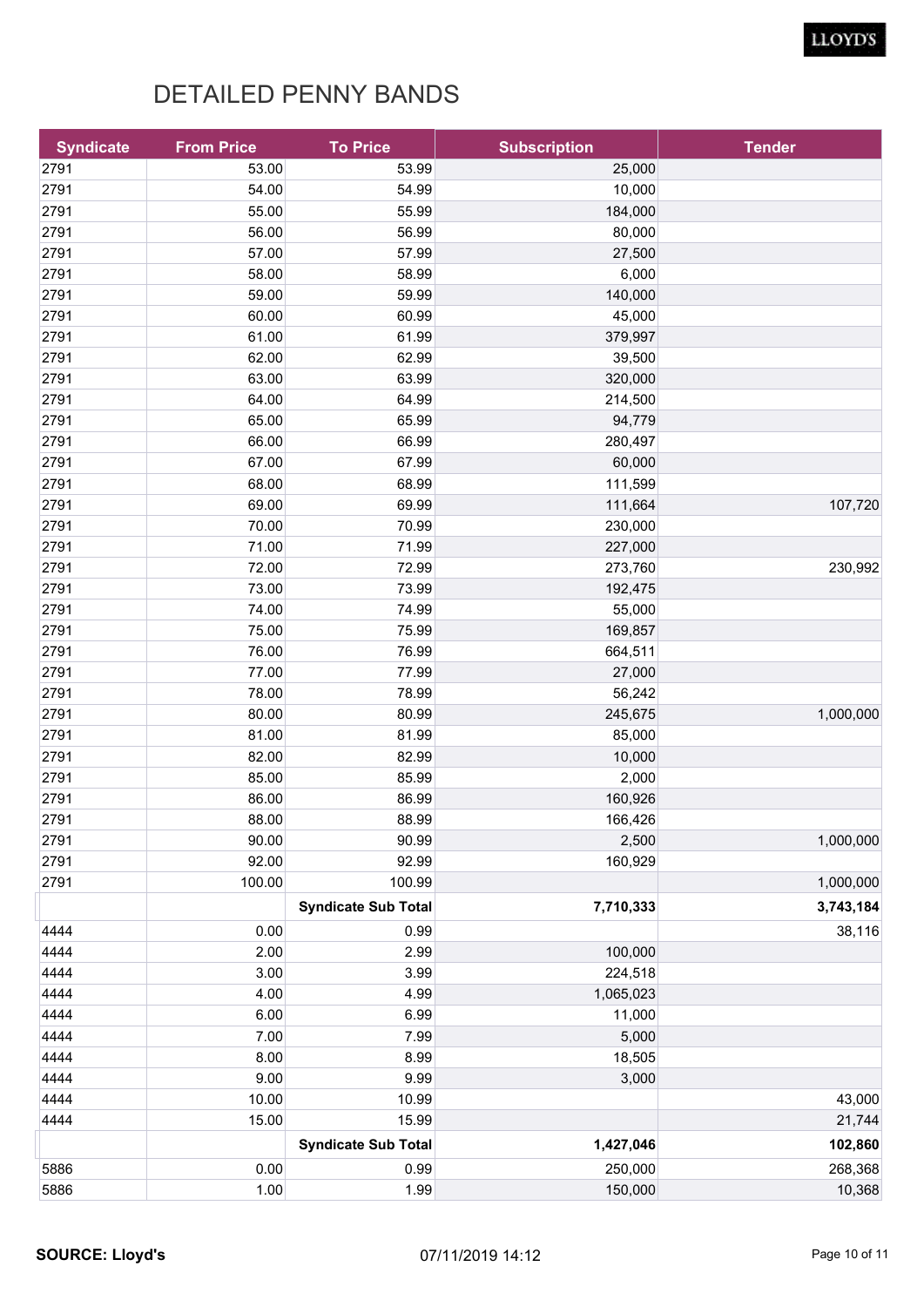# DETAILED PENNY BANDS

| Syndicate | From Price | To Price | Subscription | Tender |
|---|---|---|---|---|
| 2791 | 53.00 | 53.99 | 25,000 | |
| 2791 | 54.00 | 54.99 | 10,000 | |
| 2791 | 55.00 | 55.99 | 184,000 | |
| 2791 | 56.00 | 56.99 | 80,000 | |
| 2791 | 57.00 | 57.99 | 27,500 | |
| 2791 | 58.00 | 58.99 | 6,000 | |
| 2791 | 59.00 | 59.99 | 140,000 | |
| 2791 | 60.00 | 60.99 | 45,000 | |
| 2791 | 61.00 | 61.99 | 379,997 | |
| 2791 | 62.00 | 62.99 | 39,500 | |
| 2791 | 63.00 | 63.99 | 320,000 | |
| 2791 | 64.00 | 64.99 | 214,500 | |
| 2791 | 65.00 | 65.99 | 94,779 | |
| 2791 | 66.00 | 66.99 | 280,497 | |
| 2791 | 67.00 | 67.99 | 60,000 | |
| 2791 | 68.00 | 68.99 | 111,599 | |
| 2791 | 69.00 | 69.99 | 111,664 | 107,720 |
| 2791 | 70.00 | 70.99 | 230,000 | |
| 2791 | 71.00 | 71.99 | 227,000 | |
| 2791 | 72.00 | 72.99 | 273,760 | 230,992 |
| 2791 | 73.00 | 73.99 | 192,475 | |
| 2791 | 74.00 | 74.99 | 55,000 | |
| 2791 | 75.00 | 75.99 | 169,857 | |
| 2791 | 76.00 | 76.99 | 664,511 | |
| 2791 | 77.00 | 77.99 | 27,000 | |
| 2791 | 78.00 | 78.99 | 56,242 | |
| 2791 | 80.00 | 80.99 | 245,675 | 1,000,000 |
| 2791 | 81.00 | 81.99 | 85,000 | |
| 2791 | 82.00 | 82.99 | 10,000 | |
| 2791 | 85.00 | 85.99 | 2,000 | |
| 2791 | 86.00 | 86.99 | 160,926 | |
| 2791 | 88.00 | 88.99 | 166,426 | |
| 2791 | 90.00 | 90.99 | 2,500 | 1,000,000 |
| 2791 | 92.00 | 92.99 | 160,929 | |
| 2791 | 100.00 | 100.99 | | 1,000,000 |
| | | **Syndicate Sub Total** | **7,710,333** | **3,743,184** |
| 4444 | 0.00 | 0.99 | | 38,116 |
| 4444 | 2.00 | 2.99 | 100,000 | |
| 4444 | 3.00 | 3.99 | 224,518 | |
| 4444 | 4.00 | 4.99 | 1,065,023 | |
| 4444 | 6.00 | 6.99 | 11,000 | |
| 4444 | 7.00 | 7.99 | 5,000 | |
| 4444 | 8.00 | 8.99 | 18,505 | |
| 4444 | 9.00 | 9.99 | 3,000 | |
| 4444 | 10.00 | 10.99 | | 43,000 |
| 4444 | 15.00 | 15.99 | | 21,744 |
| | | **Syndicate Sub Total** | **1,427,046** | **102,860** |
| 5886 | 0.00 | 0.99 | 250,000 | 268,368 |
| 5886 | 1.00 | 1.99 | 150,000 | 10,368 |

**SOURCE: Lloyd's** 07/11/2019 14:12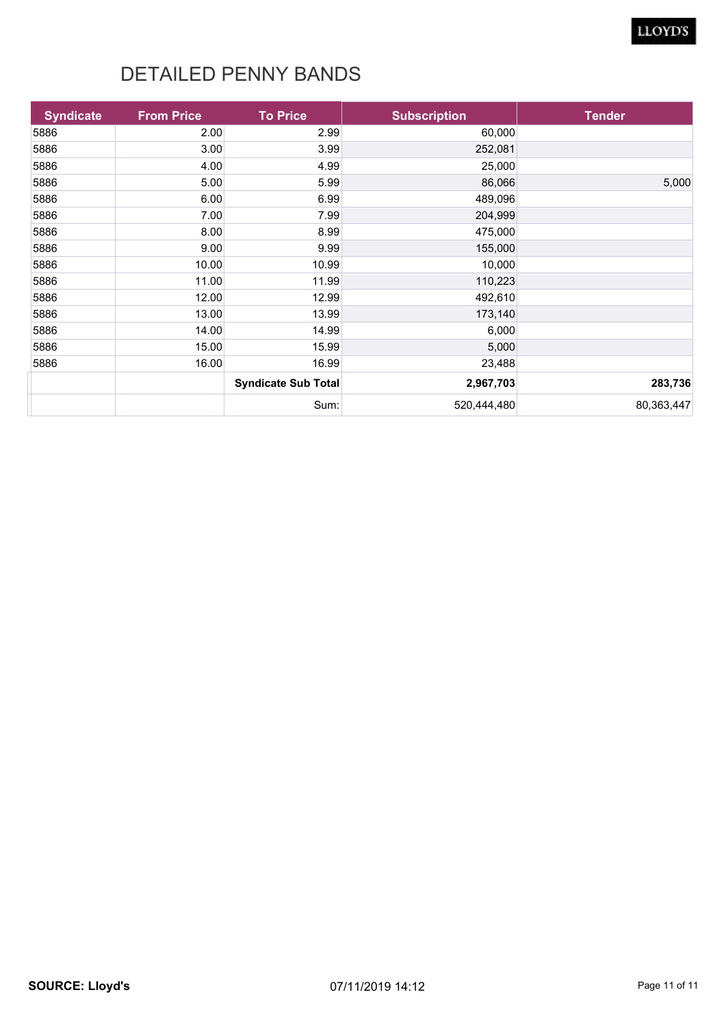# DETAILED PENNY BANDS

| Syndicate | From Price | To Price | Subscription | Tender |
|---|---|---|---|---|
| 5886 | 2.00 | 2.99 | 60,000 | |
| 5886 | 3.00 | 3.99 | 252,081 | |
| 5886 | 4.00 | 4.99 | 25,000 | |
| 5886 | 5.00 | 5.99 | 86,066 | 5,000 |
| 5886 | 6.00 | 6.99 | 489,096 | |
| 5886 | 7.00 | 7.99 | 204,999 | |
| 5886 | 8.00 | 8.99 | 475,000 | |
| 5886 | 9.00 | 9.99 | 155,000 | |
| 5886 | 10.00 | 10.99 | 10,000 | |
| 5886 | 11.00 | 11.99 | 110,223 | |
| 5886 | 12.00 | 12.99 | 492,610 | |
| 5886 | 13.00 | 13.99 | 173,140 | |
| 5886 | 14.00 | 14.99 | 6,000 | |
| 5886 | 15.00 | 15.99 | 5,000 | |
| 5886 | 16.00 | 16.99 | 23,488 | |
| | | **Syndicate Sub Total** | **2,967,703** | **283,736** |
| | | Sum: | 520,444,480 | 80,363,447 |

**SOURCE: Lloyd's**

07/11/2019 14:12